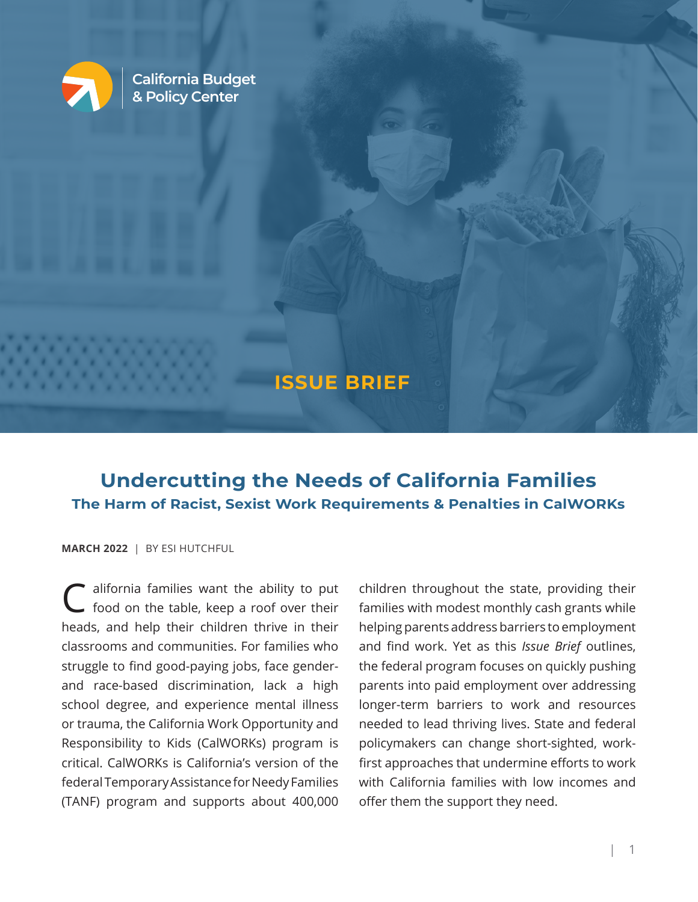California Budget & Policy Center

ISSUE BRIEF

# Undercutting the Needs of California Families

## The Harm of Racist, Sexist Work Requirements & Penalties in CalWORKs

**MARCH 2022** | BY ESI HUTCHFUL

California families want the ability to put food on the table, keep a roof over their heads, and help their children thrive in their classrooms and communities. For families who struggle to find good-paying jobs, face gender- and race-based discrimination, lack a high school degree, and experience mental illness or trauma, the California Work Opportunity and Responsibility to Kids (CalWORKs) program is critical. CalWORKs is California's version of the federal Temporary Assistance for Needy Families (TANF) program and supports about 400,000 children throughout the state, providing their families with modest monthly cash grants while helping parents address barriers to employment and find work. Yet as this *Issue Brief* outlines, the federal program focuses on quickly pushing parents into paid employment over addressing longer-term barriers to work and resources needed to lead thriving lives. State and federal policymakers can change short-sighted, work-first approaches that undermine efforts to work with California families with low incomes and offer them the support they need.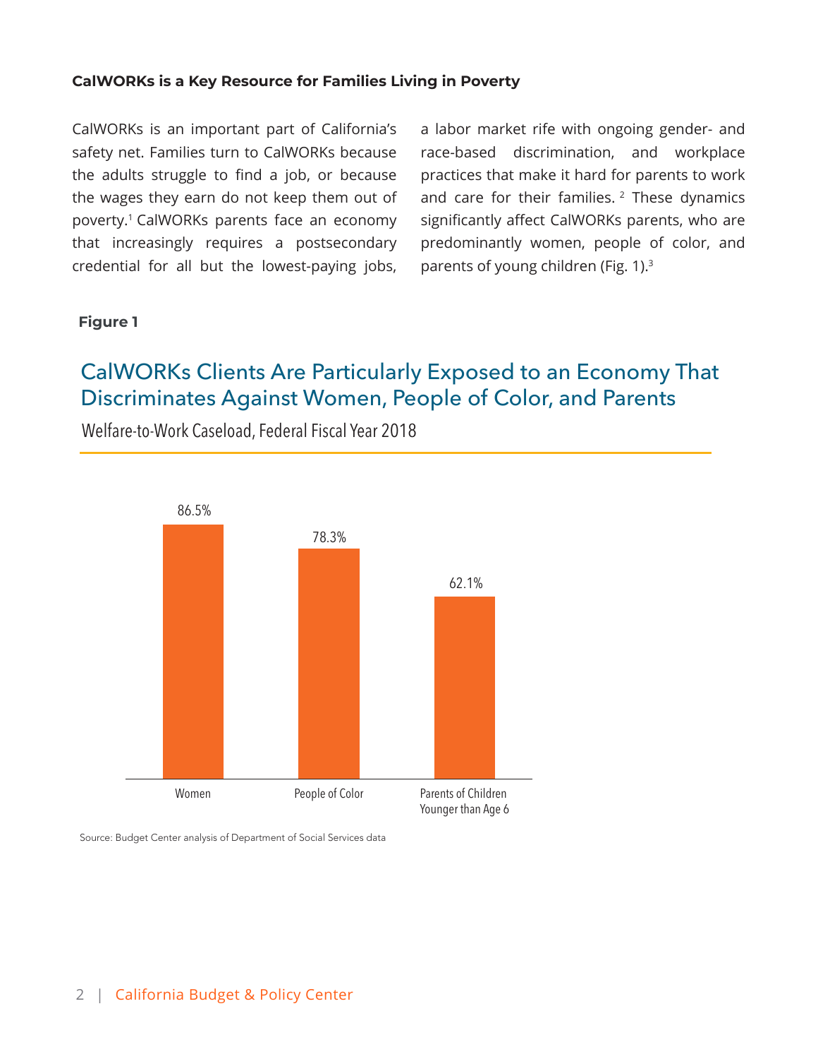### CalWORKs is a Key Resource for Families Living in Poverty

CalWORKs is an important part of California's safety net. Families turn to CalWORKs because the adults struggle to find a job, or because the wages they earn do not keep them out of poverty.[1] CalWORKs parents face an economy that increasingly requires a postsecondary credential for all but the lowest-paying jobs, a labor market rife with ongoing gender- and race-based discrimination, and workplace practices that make it hard for parents to work and care for their families.[2] These dynamics significantly affect CalWORKs parents, who are predominantly women, people of color, and parents of young children (Fig. 1).[3]

**Figure 1**

## CalWORKs Clients Are Particularly Exposed to an Economy That Discriminates Against Women, People of Color, and Parents

Welfare-to-Work Caseload, Federal Fiscal Year 2018

| Group | Share |
|---|---|
| Women | 86.5% |
| People of Color | 78.3% |
| Parents of Children Younger than Age 6 | 62.1% |

Source: Budget Center analysis of Department of Social Services data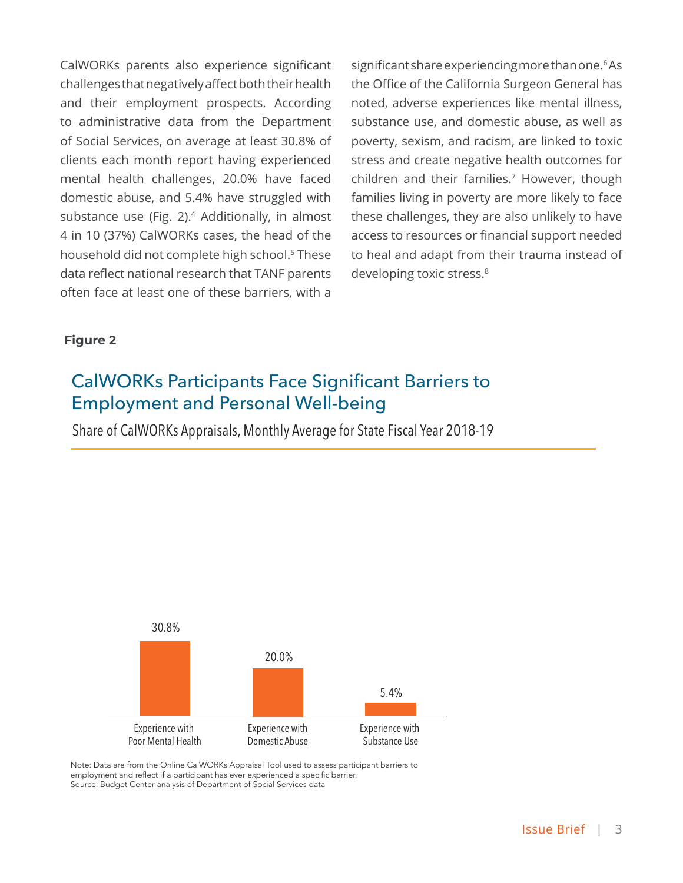CalWORKs parents also experience significant challenges that negatively affect both their health and their employment prospects. According to administrative data from the Department of Social Services, on average at least 30.8% of clients each month report having experienced mental health challenges, 20.0% have faced domestic abuse, and 5.4% have struggled with substance use (Fig. 2).[4] Additionally, in almost 4 in 10 (37%) CalWORKs cases, the head of the household did not complete high school.[5] These data reflect national research that TANF parents often face at least one of these barriers, with a significant share experiencing more than one.[6] As the Office of the California Surgeon General has noted, adverse experiences like mental illness, substance use, and domestic abuse, as well as poverty, sexism, and racism, are linked to toxic stress and create negative health outcomes for children and their families.[7] However, though families living in poverty are more likely to face these challenges, they are also unlikely to have access to resources or financial support needed to heal and adapt from their trauma instead of developing toxic stress.[8]

**Figure 2**

## CalWORKs Participants Face Significant Barriers to Employment and Personal Well-being

Share of CalWORKs Appraisals, Monthly Average for State Fiscal Year 2018-19

| Barrier | Share |
|---|---|
| Experience with Poor Mental Health | 30.8% |
| Experience with Domestic Abuse | 20.0% |
| Experience with Substance Use | 5.4% |

Note: Data are from the Online CalWORKs Appraisal Tool used to assess participant barriers to employment and reflect if a participant has ever experienced a specific barrier.
Source: Budget Center analysis of Department of Social Services data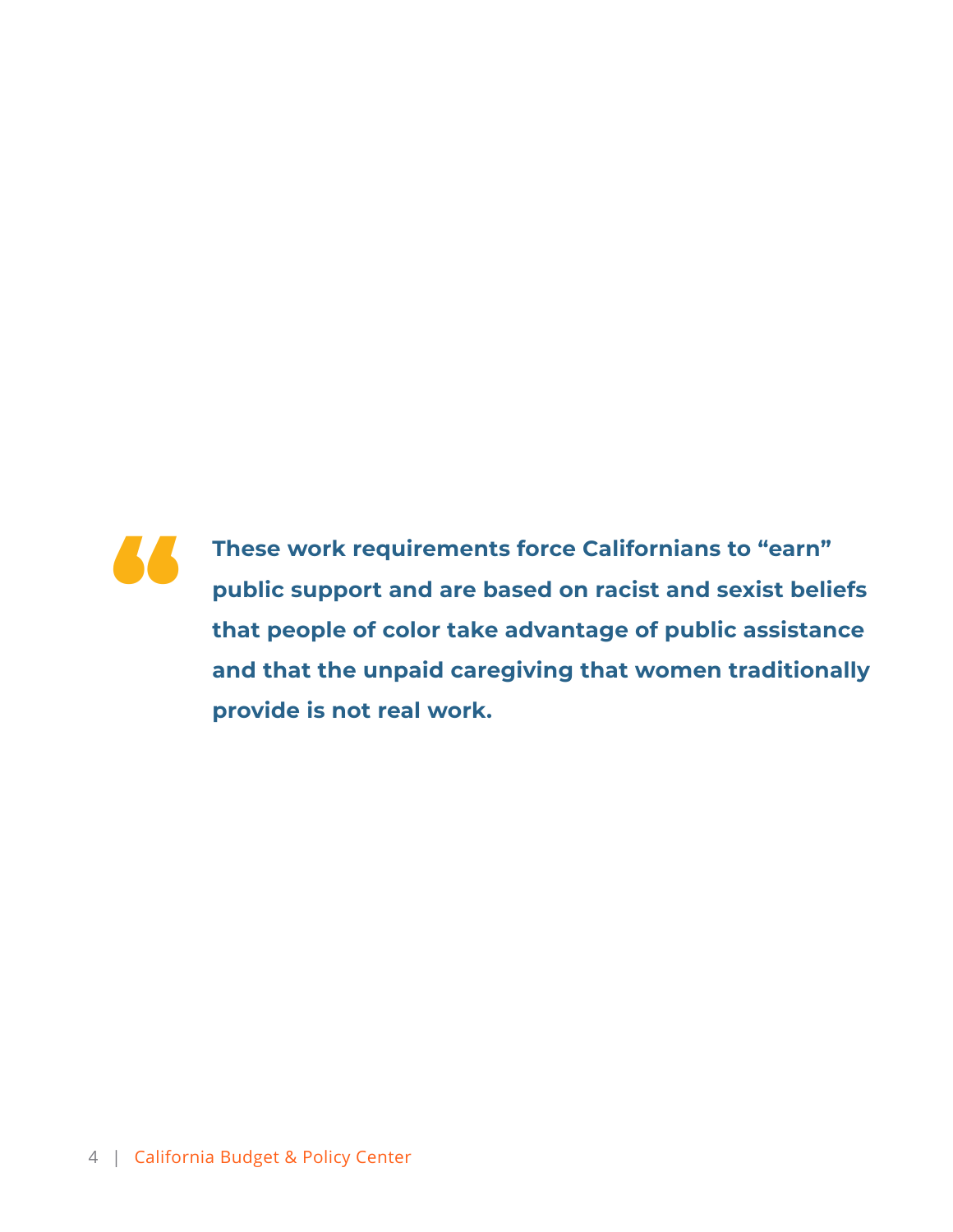> **These work requirements force Californians to "earn" public support and are based on racist and sexist beliefs that people of color take advantage of public assistance and that the unpaid caregiving that women traditionally provide is not real work.**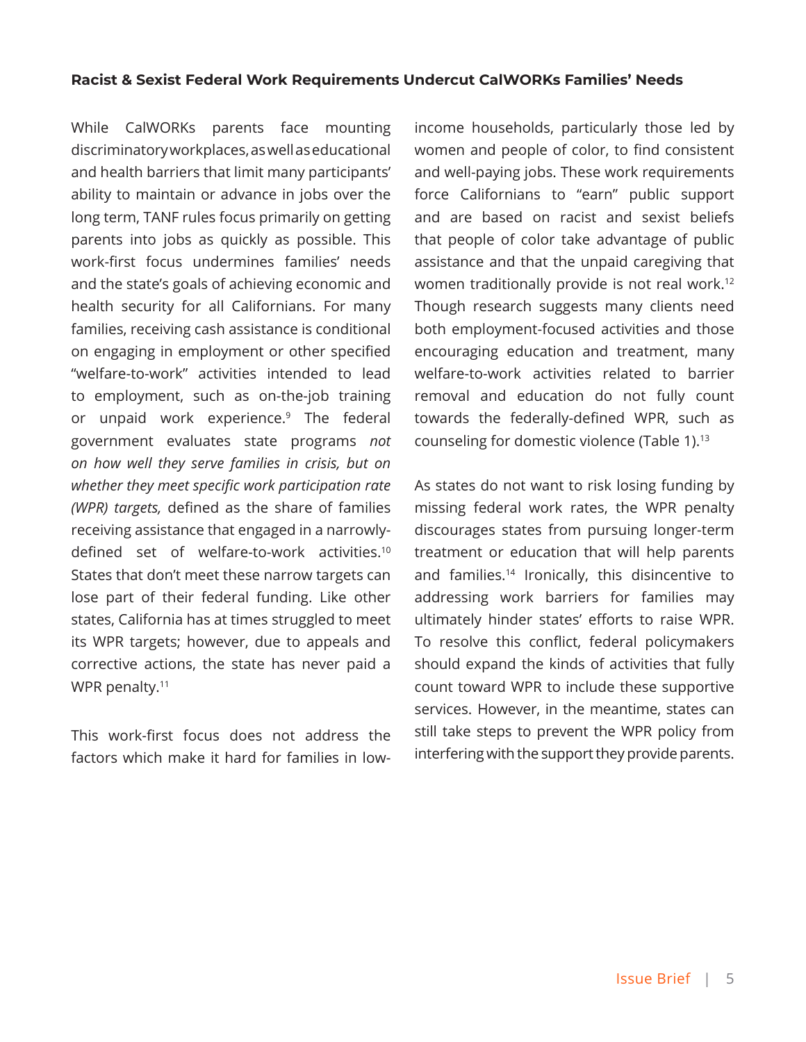**Racist & Sexist Federal Work Requirements Undercut CalWORKs Families' Needs**

While CalWORKs parents face mounting discriminatory workplaces, as well as educational and health barriers that limit many participants' ability to maintain or advance in jobs over the long term, TANF rules focus primarily on getting parents into jobs as quickly as possible. This work-first focus undermines families' needs and the state's goals of achieving economic and health security for all Californians. For many families, receiving cash assistance is conditional on engaging in employment or other specified "welfare-to-work" activities intended to lead to employment, such as on-the-job training or unpaid work experience.[9] The federal government evaluates state programs *not on how well they serve families in crisis, but on whether they meet specific work participation rate (WPR) targets,* defined as the share of families receiving assistance that engaged in a narrowly-defined set of welfare-to-work activities.[10] States that don't meet these narrow targets can lose part of their federal funding. Like other states, California has at times struggled to meet its WPR targets; however, due to appeals and corrective actions, the state has never paid a WPR penalty.[11]

This work-first focus does not address the factors which make it hard for families in low-income households, particularly those led by women and people of color, to find consistent and well-paying jobs. These work requirements force Californians to "earn" public support and are based on racist and sexist beliefs that people of color take advantage of public assistance and that the unpaid caregiving that women traditionally provide is not real work.[12] Though research suggests many clients need both employment-focused activities and those encouraging education and treatment, many welfare-to-work activities related to barrier removal and education do not fully count towards the federally-defined WPR, such as counseling for domestic violence (Table 1).[13]

As states do not want to risk losing funding by missing federal work rates, the WPR penalty discourages states from pursuing longer-term treatment or education that will help parents and families.[14] Ironically, this disincentive to addressing work barriers for families may ultimately hinder states' efforts to raise WPR. To resolve this conflict, federal policymakers should expand the kinds of activities that fully count toward WPR to include these supportive services. However, in the meantime, states can still take steps to prevent the WPR policy from interfering with the support they provide parents.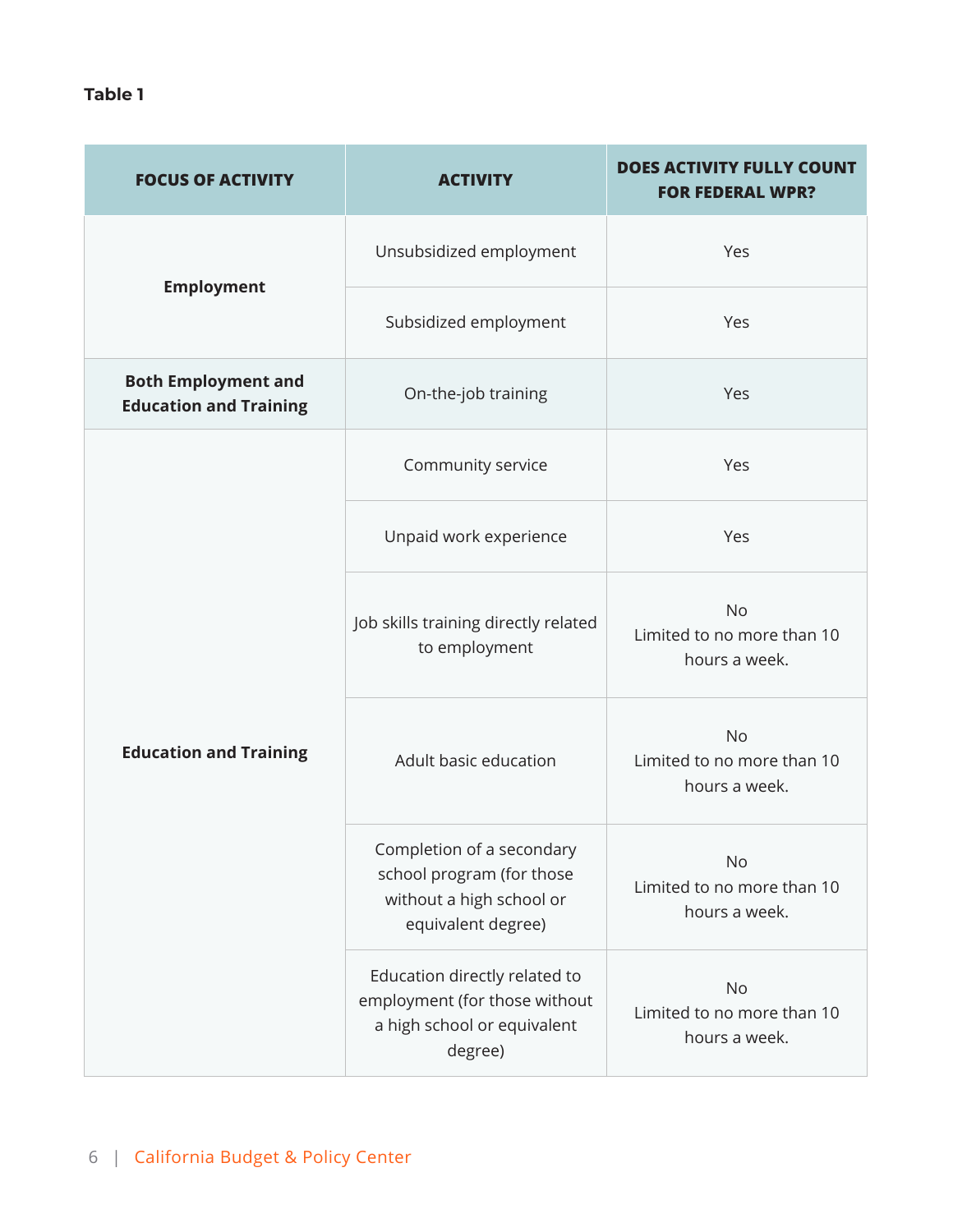**Table 1**

| FOCUS OF ACTIVITY | ACTIVITY | DOES ACTIVITY FULLY COUNT FOR FEDERAL WPR? |
|---|---|---|
| **Employment** | Unsubsidized employment | Yes |
| | Subsidized employment | Yes |
| **Both Employment and Education and Training** | On-the-job training | Yes |
| **Education and Training** | Community service | Yes |
| | Unpaid work experience | Yes |
| | Job skills training directly related to employment | No Limited to no more than 10 hours a week. |
| | Adult basic education | No Limited to no more than 10 hours a week. |
| | Completion of a secondary school program (for those without a high school or equivalent degree) | No Limited to no more than 10 hours a week. |
| | Education directly related to employment (for those without a high school or equivalent degree) | No Limited to no more than 10 hours a week. |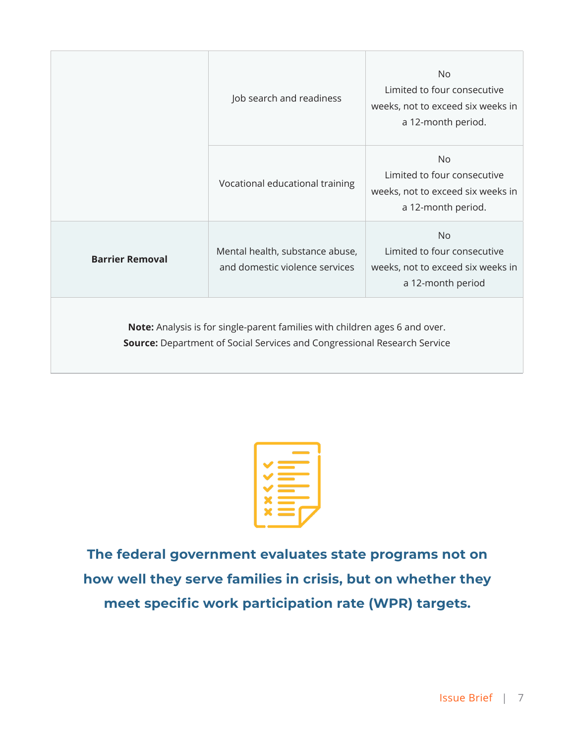| | | |
|---|---|---|
| | Job search and readiness | No<br>Limited to four consecutive weeks, not to exceed six weeks in a 12-month period. |
| | Vocational educational training | No<br>Limited to four consecutive weeks, not to exceed six weeks in a 12-month period. |
| **Barrier Removal** | Mental health, substance abuse, and domestic violence services | No<br>Limited to four consecutive weeks, not to exceed six weeks in a 12-month period |

**Note:** Analysis is for single-parent families with children ages 6 and over.
**Source:** Department of Social Services and Congressional Research Service

**The federal government evaluates state programs not on how well they serve families in crisis, but on whether they meet specific work participation rate (WPR) targets.**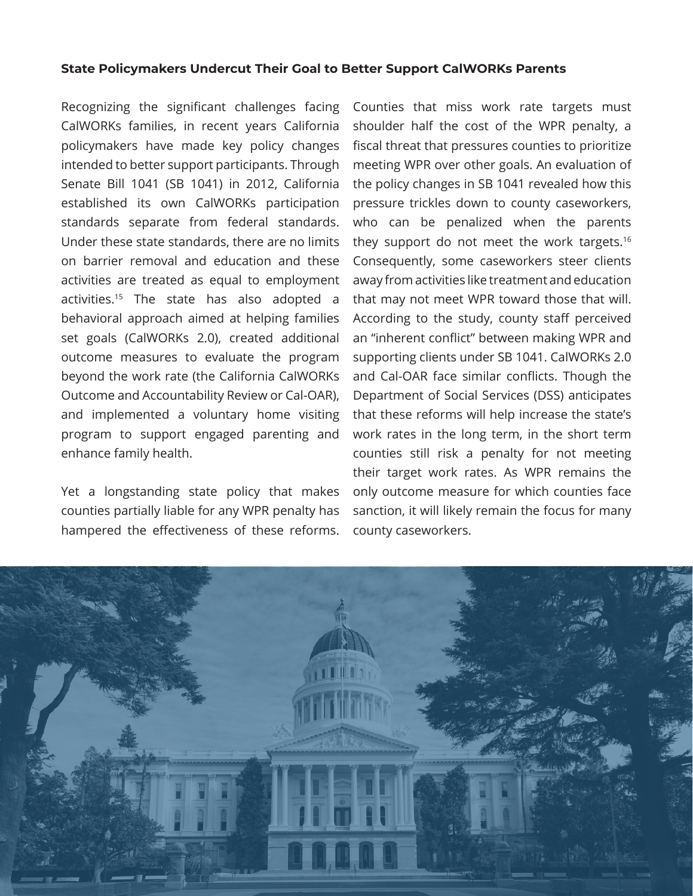### State Policymakers Undercut Their Goal to Better Support CalWORKs Parents

Recognizing the significant challenges facing CalWORKs families, in recent years California policymakers have made key policy changes intended to better support participants. Through Senate Bill 1041 (SB 1041) in 2012, California established its own CalWORKs participation standards separate from federal standards. Under these state standards, there are no limits on barrier removal and education and these activities are treated as equal to employment activities.[15] The state has also adopted a behavioral approach aimed at helping families set goals (CalWORKs 2.0), created additional outcome measures to evaluate the program beyond the work rate (the California CalWORKs Outcome and Accountability Review or Cal-OAR), and implemented a voluntary home visiting program to support engaged parenting and enhance family health.

Yet a longstanding state policy that makes counties partially liable for any WPR penalty has hampered the effectiveness of these reforms. Counties that miss work rate targets must shoulder half the cost of the WPR penalty, a fiscal threat that pressures counties to prioritize meeting WPR over other goals. An evaluation of the policy changes in SB 1041 revealed how this pressure trickles down to county caseworkers, who can be penalized when the parents they support do not meet the work targets.[16] Consequently, some caseworkers steer clients away from activities like treatment and education that may not meet WPR toward those that will. According to the study, county staff perceived an "inherent conflict" between making WPR and supporting clients under SB 1041. CalWORKs 2.0 and Cal-OAR face similar conflicts. Though the Department of Social Services (DSS) anticipates that these reforms will help increase the state's work rates in the long term, in the short term counties still risk a penalty for not meeting their target work rates. As WPR remains the only outcome measure for which counties face sanction, it will likely remain the focus for many county caseworkers.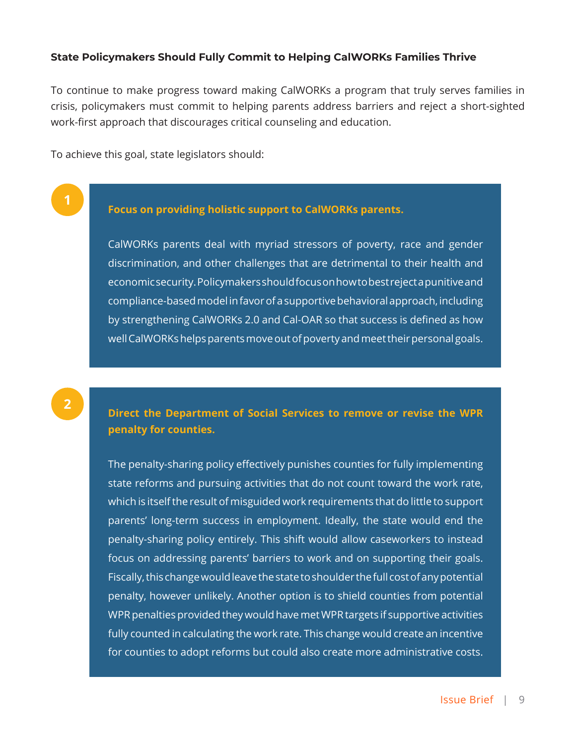### State Policymakers Should Fully Commit to Helping CalWORKs Families Thrive

To continue to make progress toward making CalWORKs a program that truly serves families in crisis, policymakers must commit to helping parents address barriers and reject a short-sighted work-first approach that discourages critical counseling and education.

To achieve this goal, state legislators should:

1. **Focus on providing holistic support to CalWORKs parents.**

   CalWORKs parents deal with myriad stressors of poverty, race and gender discrimination, and other challenges that are detrimental to their health and economic security. Policymakers should focus on how to best reject a punitive and compliance-based model in favor of a supportive behavioral approach, including by strengthening CalWORKs 2.0 and Cal-OAR so that success is defined as how well CalWORKs helps parents move out of poverty and meet their personal goals.

2. **Direct the Department of Social Services to remove or revise the WPR penalty for counties.**

   The penalty-sharing policy effectively punishes counties for fully implementing state reforms and pursuing activities that do not count toward the work rate, which is itself the result of misguided work requirements that do little to support parents' long-term success in employment. Ideally, the state would end the penalty-sharing policy entirely. This shift would allow caseworkers to instead focus on addressing parents' barriers to work and on supporting their goals. Fiscally, this change would leave the state to shoulder the full cost of any potential penalty, however unlikely. Another option is to shield counties from potential WPR penalties provided they would have met WPR targets if supportive activities fully counted in calculating the work rate. This change would create an incentive for counties to adopt reforms but could also create more administrative costs.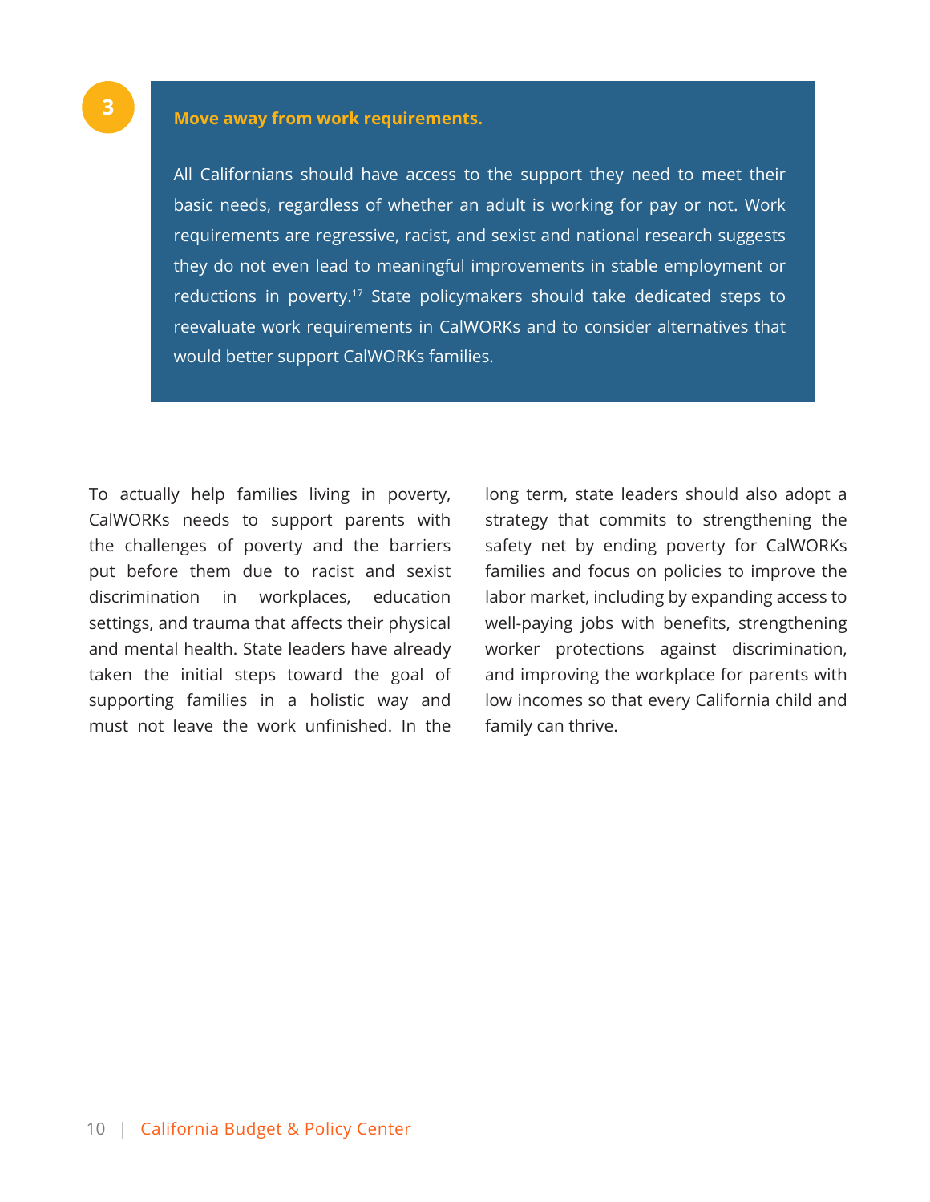### 3 Move away from work requirements.

All Californians should have access to the support they need to meet their basic needs, regardless of whether an adult is working for pay or not. Work requirements are regressive, racist, and sexist and national research suggests they do not even lead to meaningful improvements in stable employment or reductions in poverty.[17] State policymakers should take dedicated steps to reevaluate work requirements in CalWORKs and to consider alternatives that would better support CalWORKs families.

To actually help families living in poverty, CalWORKs needs to support parents with the challenges of poverty and the barriers put before them due to racist and sexist discrimination in workplaces, education settings, and trauma that affects their physical and mental health. State leaders have already taken the initial steps toward the goal of supporting families in a holistic way and must not leave the work unfinished. In the long term, state leaders should also adopt a strategy that commits to strengthening the safety net by ending poverty for CalWORKs families and focus on policies to improve the labor market, including by expanding access to well-paying jobs with benefits, strengthening worker protections against discrimination, and improving the workplace for parents with low incomes so that every California child and family can thrive.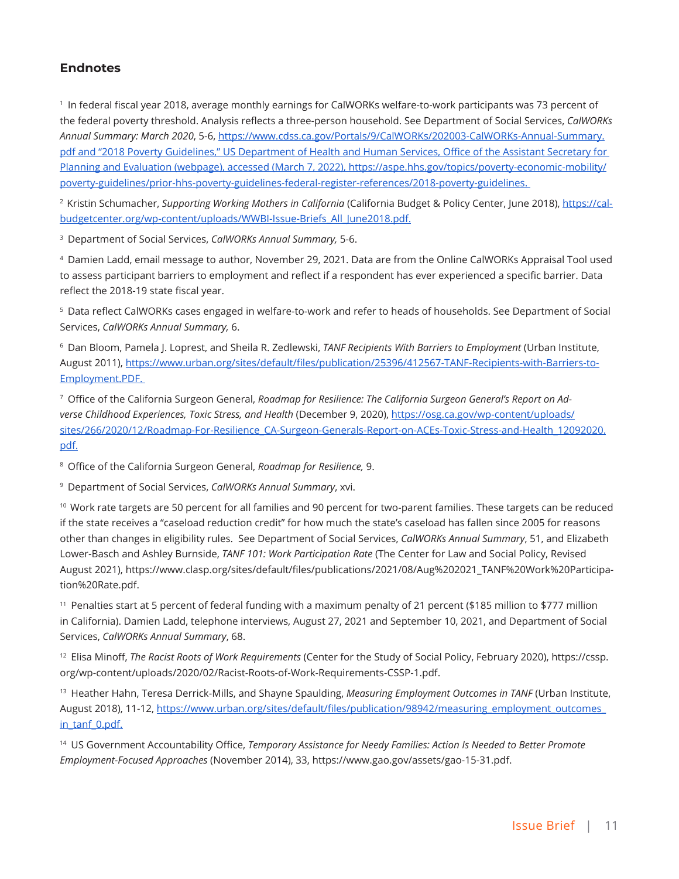## Endnotes

[1] In federal fiscal year 2018, average monthly earnings for CalWORKs welfare-to-work participants was 73 percent of the federal poverty threshold. Analysis reflects a three-person household. See Department of Social Services, *CalWORKs Annual Summary: March 2020*, 5-6, https://www.cdss.ca.gov/Portals/9/CalWORKs/202003-CalWORKs-Annual-Summary.pdf and "2018 Poverty Guidelines," US Department of Health and Human Services, Office of the Assistant Secretary for Planning and Evaluation (webpage), accessed (March 7, 2022), https://aspe.hhs.gov/topics/poverty-economic-mobility/poverty-guidelines/prior-hhs-poverty-guidelines-federal-register-references/2018-poverty-guidelines.

[2] Kristin Schumacher, *Supporting Working Mothers in California* (California Budget & Policy Center, June 2018), https://calbudgetcenter.org/wp-content/uploads/WWBI-Issue-Briefs_All_June2018.pdf.

[3] Department of Social Services, *CalWORKs Annual Summary,* 5-6.

[4] Damien Ladd, email message to author, November 29, 2021. Data are from the Online CalWORKs Appraisal Tool used to assess participant barriers to employment and reflect if a respondent has ever experienced a specific barrier. Data reflect the 2018-19 state fiscal year.

[5] Data reflect CalWORKs cases engaged in welfare-to-work and refer to heads of households. See Department of Social Services, *CalWORKs Annual Summary,* 6.

[6] Dan Bloom, Pamela J. Loprest, and Sheila R. Zedlewski, *TANF Recipients With Barriers to Employment* (Urban Institute, August 2011), https://www.urban.org/sites/default/files/publication/25396/412567-TANF-Recipients-with-Barriers-to-Employment.PDF.

[7] Office of the California Surgeon General, *Roadmap for Resilience: The California Surgeon General's Report on Adverse Childhood Experiences, Toxic Stress, and Health* (December 9, 2020), https://osg.ca.gov/wp-content/uploads/sites/266/2020/12/Roadmap-For-Resilience_CA-Surgeon-Generals-Report-on-ACEs-Toxic-Stress-and-Health_12092020.pdf.

[8] Office of the California Surgeon General, *Roadmap for Resilience,* 9.

[9] Department of Social Services, *CalWORKs Annual Summary*, xvi.

[10] Work rate targets are 50 percent for all families and 90 percent for two-parent families. These targets can be reduced if the state receives a "caseload reduction credit" for how much the state's caseload has fallen since 2005 for reasons other than changes in eligibility rules. See Department of Social Services, *CalWORKs Annual Summary*, 51, and Elizabeth Lower-Basch and Ashley Burnside, *TANF 101: Work Participation Rate* (The Center for Law and Social Policy, Revised August 2021), https://www.clasp.org/sites/default/files/publications/2021/08/Aug%202021_TANF%20Work%20Participation%20Rate.pdf.

[11] Penalties start at 5 percent of federal funding with a maximum penalty of 21 percent ($185 million to $777 million in California). Damien Ladd, telephone interviews, August 27, 2021 and September 10, 2021, and Department of Social Services, *CalWORKs Annual Summary*, 68.

[12] Elisa Minoff, *The Racist Roots of Work Requirements* (Center for the Study of Social Policy, February 2020), https://cssp.org/wp-content/uploads/2020/02/Racist-Roots-of-Work-Requirements-CSSP-1.pdf.

[13] Heather Hahn, Teresa Derrick-Mills, and Shayne Spaulding, *Measuring Employment Outcomes in TANF* (Urban Institute, August 2018), 11-12, https://www.urban.org/sites/default/files/publication/98942/measuring_employment_outcomes_in_tanf_0.pdf.

[14] US Government Accountability Office, *Temporary Assistance for Needy Families: Action Is Needed to Better Promote Employment-Focused Approaches* (November 2014), 33, https://www.gao.gov/assets/gao-15-31.pdf.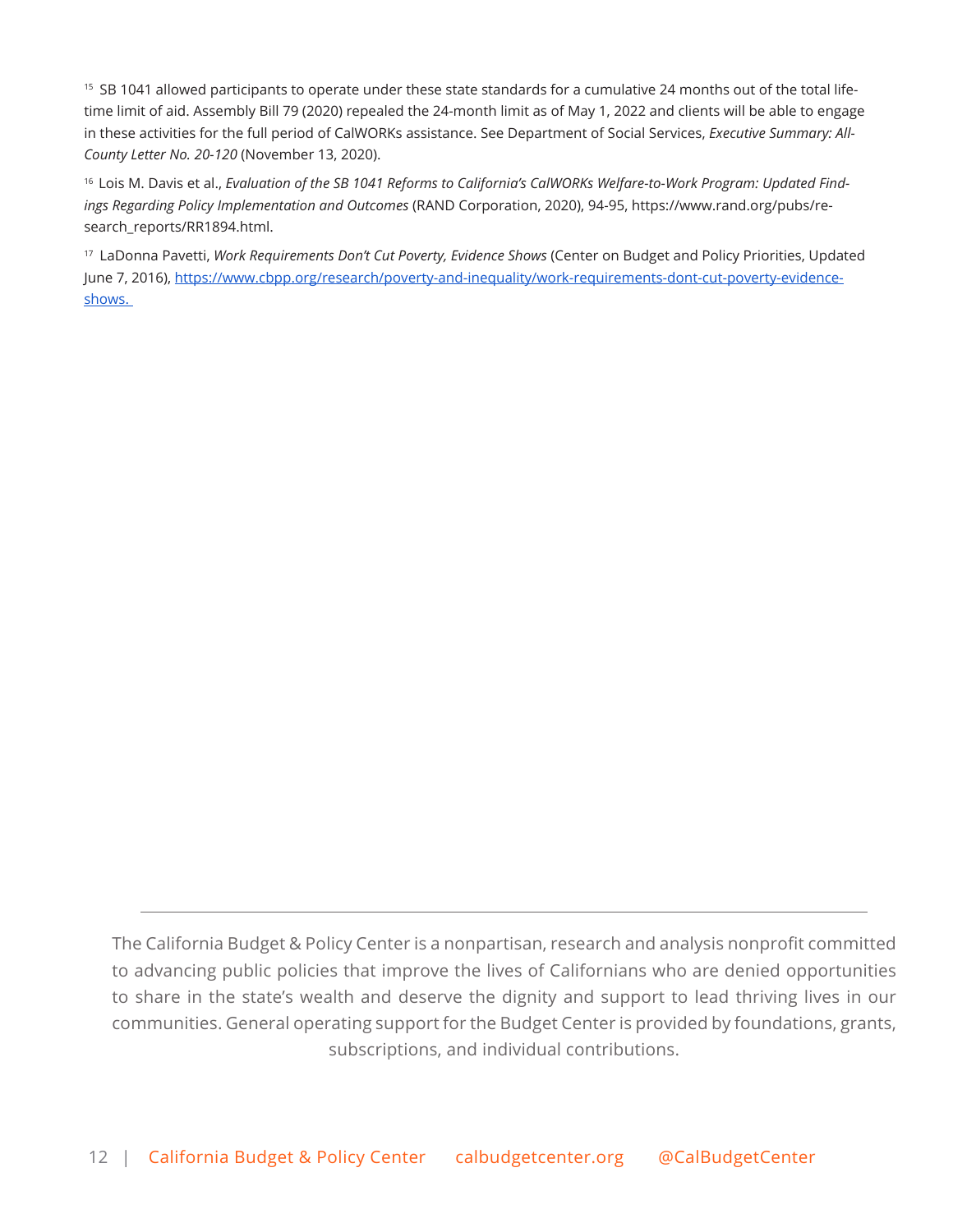[15] SB 1041 allowed participants to operate under these state standards for a cumulative 24 months out of the total lifetime limit of aid. Assembly Bill 79 (2020) repealed the 24-month limit as of May 1, 2022 and clients will be able to engage in these activities for the full period of CalWORKs assistance. See Department of Social Services, *Executive Summary: All-County Letter No. 20-120* (November 13, 2020).

[16] Lois M. Davis et al., *Evaluation of the SB 1041 Reforms to California's CalWORKs Welfare-to-Work Program: Updated Findings Regarding Policy Implementation and Outcomes* (RAND Corporation, 2020), 94-95, https://www.rand.org/pubs/research_reports/RR1894.html.

[17] LaDonna Pavetti, *Work Requirements Don't Cut Poverty, Evidence Shows* (Center on Budget and Policy Priorities, Updated June 7, 2016), https://www.cbpp.org/research/poverty-and-inequality/work-requirements-dont-cut-poverty-evidence-shows.

---

The California Budget & Policy Center is a nonpartisan, research and analysis nonprofit committed to advancing public policies that improve the lives of Californians who are denied opportunities to share in the state's wealth and deserve the dignity and support to lead thriving lives in our communities. General operating support for the Budget Center is provided by foundations, grants, subscriptions, and individual contributions.